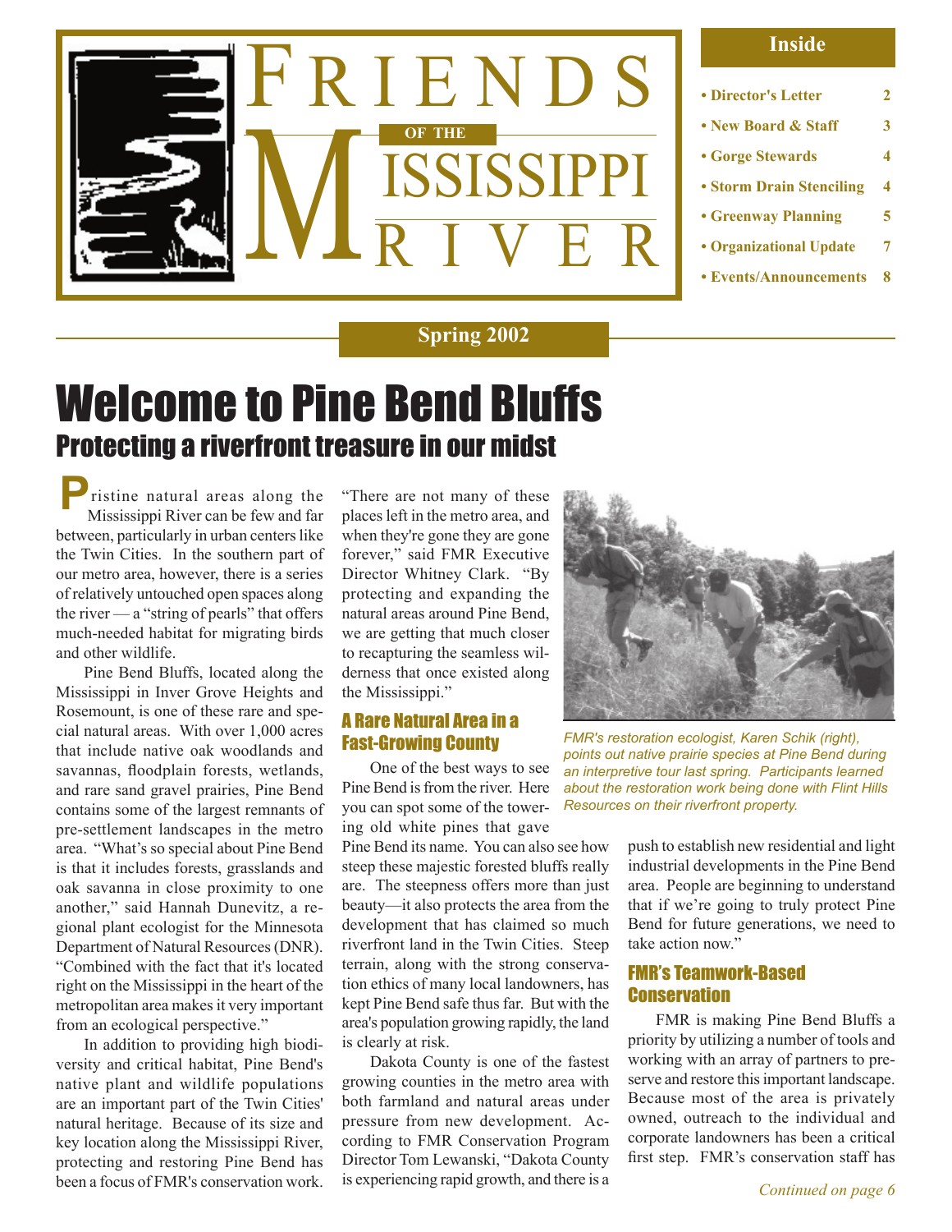# Friends of the Mississippi River

## Inside

- Director's Letter 2
- New Board & Staff 3
- Gorge Stewards 4
- Storm Drain Stenciling 4
- Greenway Planning 5
- Organizational Update 7
- Events/Announcements 8

**Spring 2002**

# Welcome to Pine Bend Bluffs

## Protecting a riverfront treasure in our midst

Pristine natural areas along the Mississippi River can be few and far between, particularly in urban centers like the Twin Cities. In the southern part of our metro area, however, there is a series of relatively untouched open spaces along the river — a "string of pearls" that offers much-needed habitat for migrating birds and other wildlife.

Pine Bend Bluffs, located along the Mississippi in Inver Grove Heights and Rosemount, is one of these rare and special natural areas. With over 1,000 acres that include native oak woodlands and savannas, floodplain forests, wetlands, and rare sand gravel prairies, Pine Bend contains some of the largest remnants of pre-settlement landscapes in the metro area. "What's so special about Pine Bend is that it includes forests, grasslands and oak savanna in close proximity to one another," said Hannah Dunevitz, a regional plant ecologist for the Minnesota Department of Natural Resources (DNR). "Combined with the fact that it's located right on the Mississippi in the heart of the metropolitan area makes it very important from an ecological perspective."

In addition to providing high biodiversity and critical habitat, Pine Bend's native plant and wildlife populations are an important part of the Twin Cities' natural heritage. Because of its size and key location along the Mississippi River, protecting and restoring Pine Bend has been a focus of FMR's conservation work. "There are not many of these places left in the metro area, and when they're gone they are gone forever," said FMR Executive Director Whitney Clark. "By protecting and expanding the natural areas around Pine Bend, we are getting that much closer to recapturing the seamless wilderness that once existed along the Mississippi."

### A Rare Natural Area in a Fast-Growing County

One of the best ways to see Pine Bend is from the river. Here you can spot some of the towering old white pines that gave Pine Bend its name. You can also see how steep these majestic forested bluffs really are. The steepness offers more than just beauty—it also protects the area from the development that has claimed so much riverfront land in the Twin Cities. Steep terrain, along with the strong conservation ethics of many local landowners, has kept Pine Bend safe thus far. But with the area's population growing rapidly, the land is clearly at risk.

Dakota County is one of the fastest growing counties in the metro area with both farmland and natural areas under pressure from new development. According to FMR Conservation Program Director Tom Lewanski, "Dakota County is experiencing rapid growth, and there is a push to establish new residential and light industrial developments in the Pine Bend area. People are beginning to understand that if we're going to truly protect Pine Bend for future generations, we need to take action now."

*FMR's restoration ecologist, Karen Schik (right), points out native prairie species at Pine Bend during an interpretive tour last spring. Participants learned about the restoration work being done with Flint Hills Resources on their riverfront property.*

### FMR's Teamwork-Based Conservation

FMR is making Pine Bend Bluffs a priority by utilizing a number of tools and working with an array of partners to preserve and restore this important landscape. Because most of the area is privately owned, outreach to the individual and corporate landowners has been a critical first step. FMR's conservation staff has

*Continued on page 6*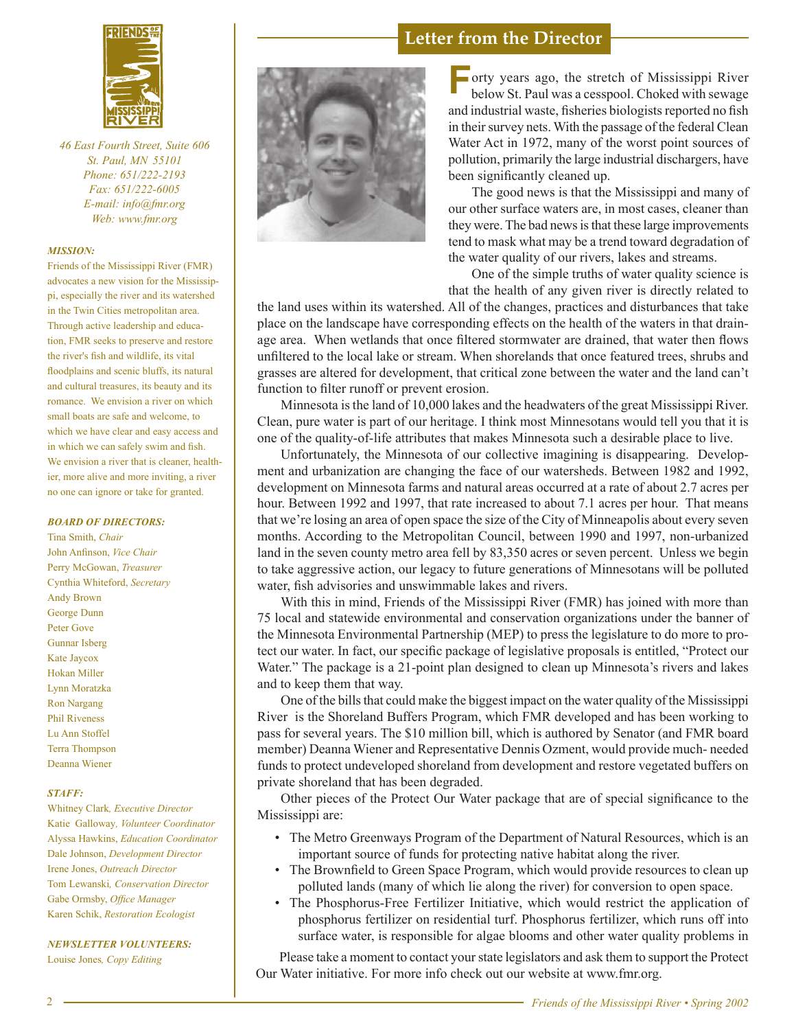46 East Fourth Street, Suite 606
St. Paul, MN 55101
Phone: 651/222-2193
Fax: 651/222-6005
E-mail: info@fmr.org
Web: www.fmr.org

***MISSION:***

Friends of the Mississippi River (FMR) advocates a new vision for the Mississippi, especially the river and its watershed in the Twin Cities metropolitan area. Through active leadership and education, FMR seeks to preserve and restore the river's fish and wildlife, its vital floodplains and scenic bluffs, its natural and cultural treasures, its beauty and its romance. We envision a river on which small boats are safe and welcome, to which we have clear and easy access and in which we can safely swim and fish. We envision a river that is cleaner, healthier, more alive and more inviting, a river no one can ignore or take for granted.

***BOARD OF DIRECTORS:***

Tina Smith, *Chair*
John Anfinson, *Vice Chair*
Perry McGowan, *Treasurer*
Cynthia Whiteford, *Secretary*
Andy Brown
George Dunn
Peter Gove
Gunnar Isberg
Kate Jaycox
Hokan Miller
Lynn Moratzka
Ron Nargang
Phil Riveness
Lu Ann Stoffel
Terra Thompson
Deanna Wiener

***STAFF:***

Whitney Clark, *Executive Director*
Katie Galloway, *Volunteer Coordinator*
Alyssa Hawkins, *Education Coordinator*
Dale Johnson, *Development Director*
Irene Jones, *Outreach Director*
Tom Lewanski, *Conservation Director*
Gabe Ormsby, *Office Manager*
Karen Schik, *Restoration Ecologist*

***NEWSLETTER VOLUNTEERS:***

Louise Jones, *Copy Editing*

# Letter from the Director

Forty years ago, the stretch of Mississippi River below St. Paul was a cesspool. Choked with sewage and industrial waste, fisheries biologists reported no fish in their survey nets. With the passage of the federal Clean Water Act in 1972, many of the worst point sources of pollution, primarily the large industrial dischargers, have been significantly cleaned up.

The good news is that the Mississippi and many of our other surface waters are, in most cases, cleaner than they were. The bad news is that these large improvements tend to mask what may be a trend toward degradation of the water quality of our rivers, lakes and streams.

One of the simple truths of water quality science is that the health of any given river is directly related to the land uses within its watershed. All of the changes, practices and disturbances that take place on the landscape have corresponding effects on the health of the waters in that drainage area. When wetlands that once filtered stormwater are drained, that water then flows unfiltered to the local lake or stream. When shorelands that once featured trees, shrubs and grasses are altered for development, that critical zone between the water and the land can't function to filter runoff or prevent erosion.

Minnesota is the land of 10,000 lakes and the headwaters of the great Mississippi River. Clean, pure water is part of our heritage. I think most Minnesotans would tell you that it is one of the quality-of-life attributes that makes Minnesota such a desirable place to live.

Unfortunately, the Minnesota of our collective imagining is disappearing. Development and urbanization are changing the face of our watersheds. Between 1982 and 1992, development on Minnesota farms and natural areas occurred at a rate of about 2.7 acres per hour. Between 1992 and 1997, that rate increased to about 7.1 acres per hour. That means that we're losing an area of open space the size of the City of Minneapolis about every seven months. According to the Metropolitan Council, between 1990 and 1997, non-urbanized land in the seven county metro area fell by 83,350 acres or seven percent. Unless we begin to take aggressive action, our legacy to future generations of Minnesotans will be polluted water, fish advisories and unswimmable lakes and rivers.

With this in mind, Friends of the Mississippi River (FMR) has joined with more than 75 local and statewide environmental and conservation organizations under the banner of the Minnesota Environmental Partnership (MEP) to press the legislature to do more to protect our water. In fact, our specific package of legislative proposals is entitled, "Protect our Water." The package is a 21-point plan designed to clean up Minnesota's rivers and lakes and to keep them that way.

One of the bills that could make the biggest impact on the water quality of the Mississippi River is the Shoreland Buffers Program, which FMR developed and has been working to pass for several years. The $10 million bill, which is authored by Senator (and FMR board member) Deanna Wiener and Representative Dennis Ozment, would provide much- needed funds to protect undeveloped shoreland from development and restore vegetated buffers on private shoreland that has been degraded.

Other pieces of the Protect Our Water package that are of special significance to the Mississippi are:

- The Metro Greenways Program of the Department of Natural Resources, which is an important source of funds for protecting native habitat along the river.
- The Brownfield to Green Space Program, which would provide resources to clean up polluted lands (many of which lie along the river) for conversion to open space.
- The Phosphorus-Free Fertilizer Initiative, which would restrict the application of phosphorus fertilizer on residential turf. Phosphorus fertilizer, which runs off into surface water, is responsible for algae blooms and other water quality problems in

Please take a moment to contact your state legislators and ask them to support the Protect Our Water initiative. For more info check out our website at www.fmr.org.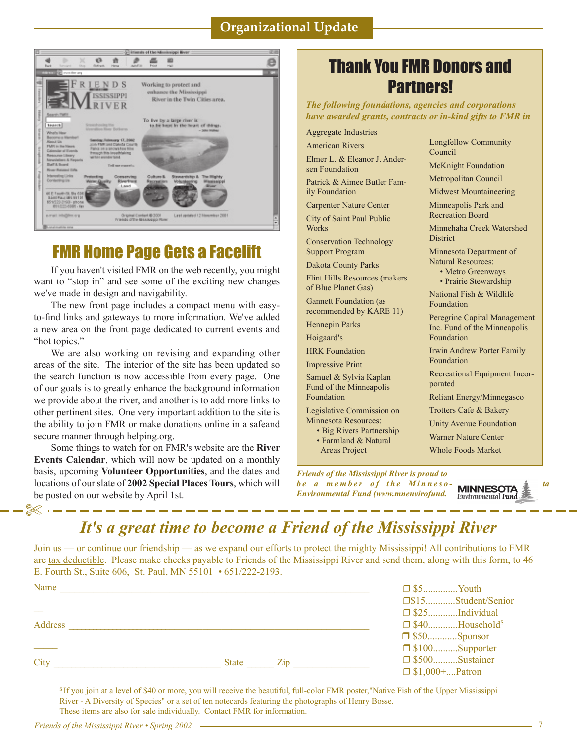## Organizational Update

# FMR Home Page Gets a Facelift

If you haven't visited FMR on the web recently, you might want to "stop in" and see some of the exciting new changes we've made in design and navigability.

The new front page includes a compact menu with easy-to-find links and gateways to more information. We've added a new area on the front page dedicated to current events and "hot topics."

We are also working on revising and expanding other areas of the site. The interior of the site has been updated so the search function is now accessible from every page. One of our goals is to greatly enhance the background information we provide about the river, and another is to add more links to other pertinent sites. One very important addition to the site is the ability to join FMR or make donations online in a safeand secure manner through helping.org.

Some things to watch for on FMR's website are the **River Events Calendar**, which will now be updated on a monthly basis, upcoming **Volunteer Opportunities**, and the dates and locations of our slate of **2002 Special Places Tours**, which will be posted on our website by April 1st.

# Thank You FMR Donors and Partners!

*The following foundations, agencies and corporations have awarded grants, contracts or in-kind gifts to FMR in*

- Aggregate Industries
- American Rivers
- Elmer L. & Eleanor J. Andersen Foundation
- Patrick & Aimee Butler Family Foundation
- Carpenter Nature Center
- City of Saint Paul Public Works
- Conservation Technology Support Program
- Dakota County Parks
- Flint Hills Resources (makers of Blue Planet Gas)
- Gannett Foundation (as recommended by KARE 11)
- Hennepin Parks
- Hoigaard's
- HRK Foundation
- Impressive Print
- Samuel & Sylvia Kaplan Fund of the Minneapolis Foundation
- Legislative Commission on Minnesota Resources:
  - Big Rivers Partnership
  - Farmland & Natural Areas Project
- Longfellow Community Council
- McKnight Foundation
- Metropolitan Council
- Midwest Mountaineering
- Minneapolis Park and Recreation Board
- Minnehaha Creek Watershed District
- Minnesota Department of Natural Resources:
  - Metro Greenways
  - Prairie Stewardship
- National Fish & Wildlife Foundation
- Peregrine Capital Management Inc. Fund of the Minneapolis Foundation
- Irwin Andrew Porter Family Foundation
- Recreational Equipment Incorporated
- Reliant Energy/Minnegasco
- Trotters Cafe & Bakery
- Unity Avenue Foundation
- Warner Nature Center
- Whole Foods Market

*Friends of the Mississippi River is proud to be a member of the Minnesota Environmental Fund (www.mnenvirofund.*

MINNESOTA Environmental Fund

# *It's a great time to become a Friend of the Mississippi River*

Join us — or continue our friendship — as we expand our efforts to protect the mighty Mississippi! All contributions to FMR are tax deductible. Please make checks payable to Friends of the Mississippi River and send them, along with this form, to 46 E. Fourth St., Suite 606, St. Paul, MN 55101 • 651/222-2193.

Name ______________________________

Address ______________________________

City ____________________ State ______ Zip ______________

- ❒ $5.............Youth
- ❒ $15...........Student/Senior
- ❒ $25...........Individual
- ❒ $40...........Household[$]
- ❒ $50...........Sponsor
- ❒ $100..........Supporter
- ❒ $500..........Sustainer
- ❒ $1,000+....Patron

[$] If you join at a level of $40 or more, you will receive the beautiful, full-color FMR poster,"Native Fish of the Upper Mississippi River - A Diversity of Species" or a set of ten notecards featuring the photographs of Henry Bosse. These items are also for sale individually. Contact FMR for information.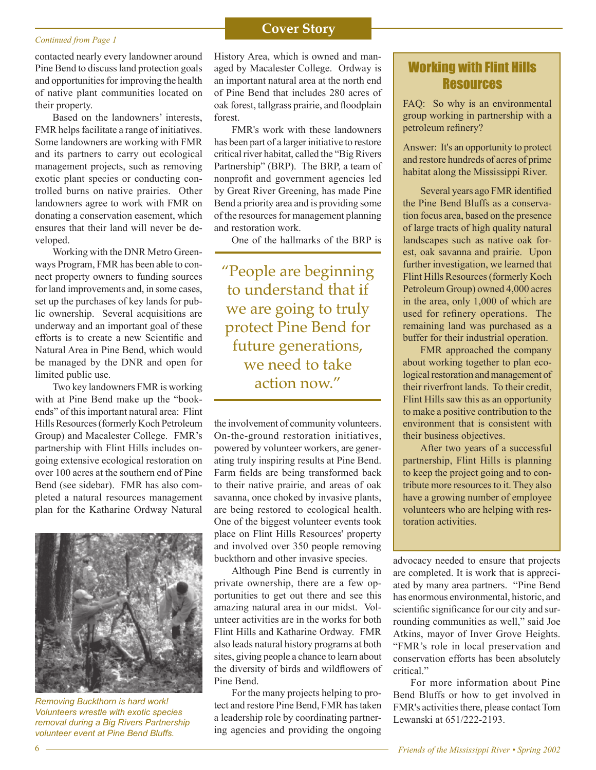## Cover Story

*Continued from Page 1*

contacted nearly every landowner around Pine Bend to discuss land protection goals and opportunities for improving the health of native plant communities located on their property.

Based on the landowners' interests, FMR helps facilitate a range of initiatives. Some landowners are working with FMR and its partners to carry out ecological management projects, such as removing exotic plant species or conducting controlled burns on native prairies. Other landowners agree to work with FMR on donating a conservation easement, which ensures that their land will never be developed.

Working with the DNR Metro Greenways Program, FMR has been able to connect property owners to funding sources for land improvements and, in some cases, set up the purchases of key lands for public ownership. Several acquisitions are underway and an important goal of these efforts is to create a new Scientific and Natural Area in Pine Bend, which would be managed by the DNR and open for limited public use.

Two key landowners FMR is working with at Pine Bend make up the "bookends" of this important natural area: Flint Hills Resources (formerly Koch Petroleum Group) and Macalester College. FMR's partnership with Flint Hills includes ongoing extensive ecological restoration on over 100 acres at the southern end of Pine Bend (see sidebar). FMR has also completed a natural resources management plan for the Katharine Ordway Natural History Area, which is owned and managed by Macalester College. Ordway is an important natural area at the north end of Pine Bend that includes 280 acres of oak forest, tallgrass prairie, and floodplain forest.

*Removing Buckthorn is hard work! Volunteers wrestle with exotic species removal during a Big Rivers Partnership volunteer event at Pine Bend Bluffs.*

FMR's work with these landowners has been part of a larger initiative to restore critical river habitat, called the "Big Rivers Partnership" (BRP). The BRP, a team of nonprofit and government agencies led by Great River Greening, has made Pine Bend a priority area and is providing some of the resources for management planning and restoration work.

One of the hallmarks of the BRP is the involvement of community volunteers. On-the-ground restoration initiatives, powered by volunteer workers, are generating truly inspiring results at Pine Bend. Farm fields are being transformed back to their native prairie, and areas of oak savanna, once choked by invasive plants, are being restored to ecological health. One of the biggest volunteer events took place on Flint Hills Resources' property and involved over 350 people removing buckthorn and other invasive species.

> "People are beginning to understand that if we are going to truly protect Pine Bend for future generations, we need to take action now."

Although Pine Bend is currently in private ownership, there are a few opportunities to get out there and see this amazing natural area in our midst. Volunteer activities are in the works for both Flint Hills and Katharine Ordway. FMR also leads natural history programs at both sites, giving people a chance to learn about the diversity of birds and wildflowers of Pine Bend.

For the many projects helping to protect and restore Pine Bend, FMR has taken a leadership role by coordinating partnering agencies and providing the ongoing advocacy needed to ensure that projects are completed. It is work that is appreciated by many area partners. "Pine Bend has enormous environmental, historic, and scientific significance for our city and surrounding communities as well," said Joe Atkins, mayor of Inver Grove Heights. "FMR's role in local preservation and conservation efforts has been absolutely critical."

For more information about Pine Bend Bluffs or how to get involved in FMR's activities there, please contact Tom Lewanski at 651/222-2193.

### Working with Flint Hills Resources

FAQ: So why is an environmental group working in partnership with a petroleum refinery?

Answer: It's an opportunity to protect and restore hundreds of acres of prime habitat along the Mississippi River.

Several years ago FMR identified the Pine Bend Bluffs as a conservation focus area, based on the presence of large tracts of high quality natural landscapes such as native oak forest, oak savanna and prairie. Upon further investigation, we learned that Flint Hills Resources (formerly Koch Petroleum Group) owned 4,000 acres in the area, only 1,000 of which are used for refinery operations. The remaining land was purchased as a buffer for their industrial operation.

FMR approached the company about working together to plan ecological restoration and management of their riverfront lands. To their credit, Flint Hills saw this as an opportunity to make a positive contribution to the environment that is consistent with their business objectives.

After two years of a successful partnership, Flint Hills is planning to keep the project going and to contribute more resources to it. They also have a growing number of employee volunteers who are helping with restoration activities.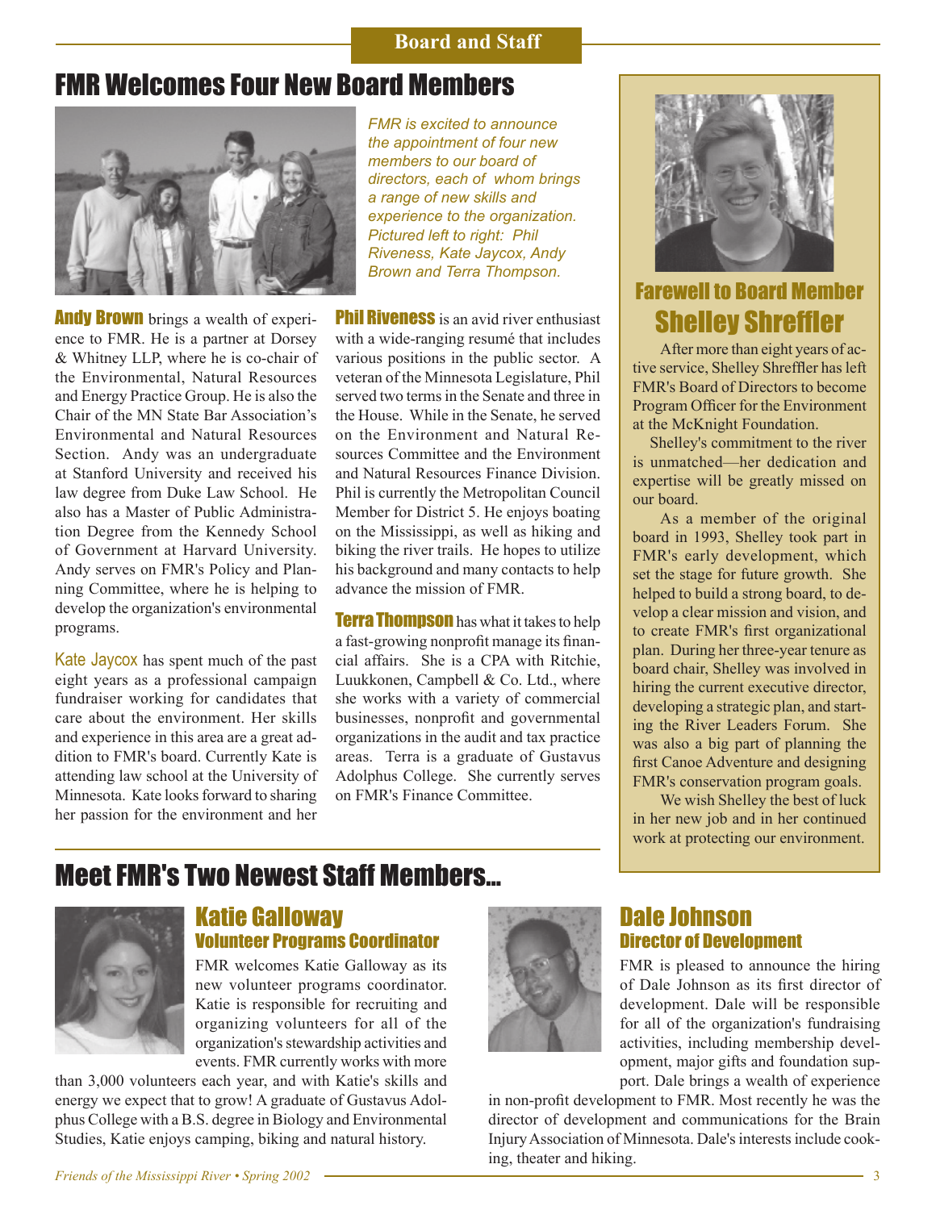## Board and Staff

# FMR Welcomes Four New Board Members

*FMR is excited to announce the appointment of four new members to our board of directors, each of whom brings a range of new skills and experience to the organization. Pictured left to right: Phil Riveness, Kate Jaycox, Andy Brown and Terra Thompson.*

**Andy Brown** brings a wealth of experience to FMR. He is a partner at Dorsey & Whitney LLP, where he is co-chair of the Environmental, Natural Resources and Energy Practice Group. He is also the Chair of the MN State Bar Association's Environmental and Natural Resources Section. Andy was an undergraduate at Stanford University and received his law degree from Duke Law School. He also has a Master of Public Administration Degree from the Kennedy School of Government at Harvard University. Andy serves on FMR's Policy and Planning Committee, where he is helping to develop the organization's environmental programs.

Kate Jaycox has spent much of the past eight years as a professional campaign fundraiser working for candidates that care about the environment. Her skills and experience in this area are a great addition to FMR's board. Currently Kate is attending law school at the University of Minnesota. Kate looks forward to sharing her passion for the environment and her

**Phil Riveness** is an avid river enthusiast with a wide-ranging resumé that includes various positions in the public sector. A veteran of the Minnesota Legislature, Phil served two terms in the Senate and three in the House. While in the Senate, he served on the Environment and Natural Resources Committee and the Environment and Natural Resources Finance Division. Phil is currently the Metropolitan Council Member for District 5. He enjoys boating on the Mississippi, as well as hiking and biking the river trails. He hopes to utilize his background and many contacts to help advance the mission of FMR.

**Terra Thompson** has what it takes to help a fast-growing nonprofit manage its financial affairs. She is a CPA with Ritchie, Luukkonen, Campbell & Co. Ltd., where she works with a variety of commercial businesses, nonprofit and governmental organizations in the audit and tax practice areas. Terra is a graduate of Gustavus Adolphus College. She currently serves on FMR's Finance Committee.

## Farewell to Board Member Shelley Shreffler

After more than eight years of active service, Shelley Shreffler has left FMR's Board of Directors to become Program Officer for the Environment at the McKnight Foundation.

Shelley's commitment to the river is unmatched—her dedication and expertise will be greatly missed on our board.

As a member of the original board in 1993, Shelley took part in FMR's early development, which set the stage for future growth. She helped to build a strong board, to develop a clear mission and vision, and to create FMR's first organizational plan. During her three-year tenure as board chair, Shelley was involved in hiring the current executive director, developing a strategic plan, and starting the River Leaders Forum. She was also a big part of planning the first Canoe Adventure and designing FMR's conservation program goals.

We wish Shelley the best of luck in her new job and in her continued work at protecting our environment.

# Meet FMR's Two Newest Staff Members...

## Katie Galloway
### Volunteer Programs Coordinator

FMR welcomes Katie Galloway as its new volunteer programs coordinator. Katie is responsible for recruiting and organizing volunteers for all of the organization's stewardship activities and events. FMR currently works with more than 3,000 volunteers each year, and with Katie's skills and energy we expect that to grow! A graduate of Gustavus Adolphus College with a B.S. degree in Biology and Environmental Studies, Katie enjoys camping, biking and natural history.

## Dale Johnson
### Director of Development

FMR is pleased to announce the hiring of Dale Johnson as its first director of development. Dale will be responsible for all of the organization's fundraising activities, including membership development, major gifts and foundation support. Dale brings a wealth of experience in non-profit development to FMR. Most recently he was the director of development and communications for the Brain Injury Association of Minnesota. Dale's interests include cooking, theater and hiking.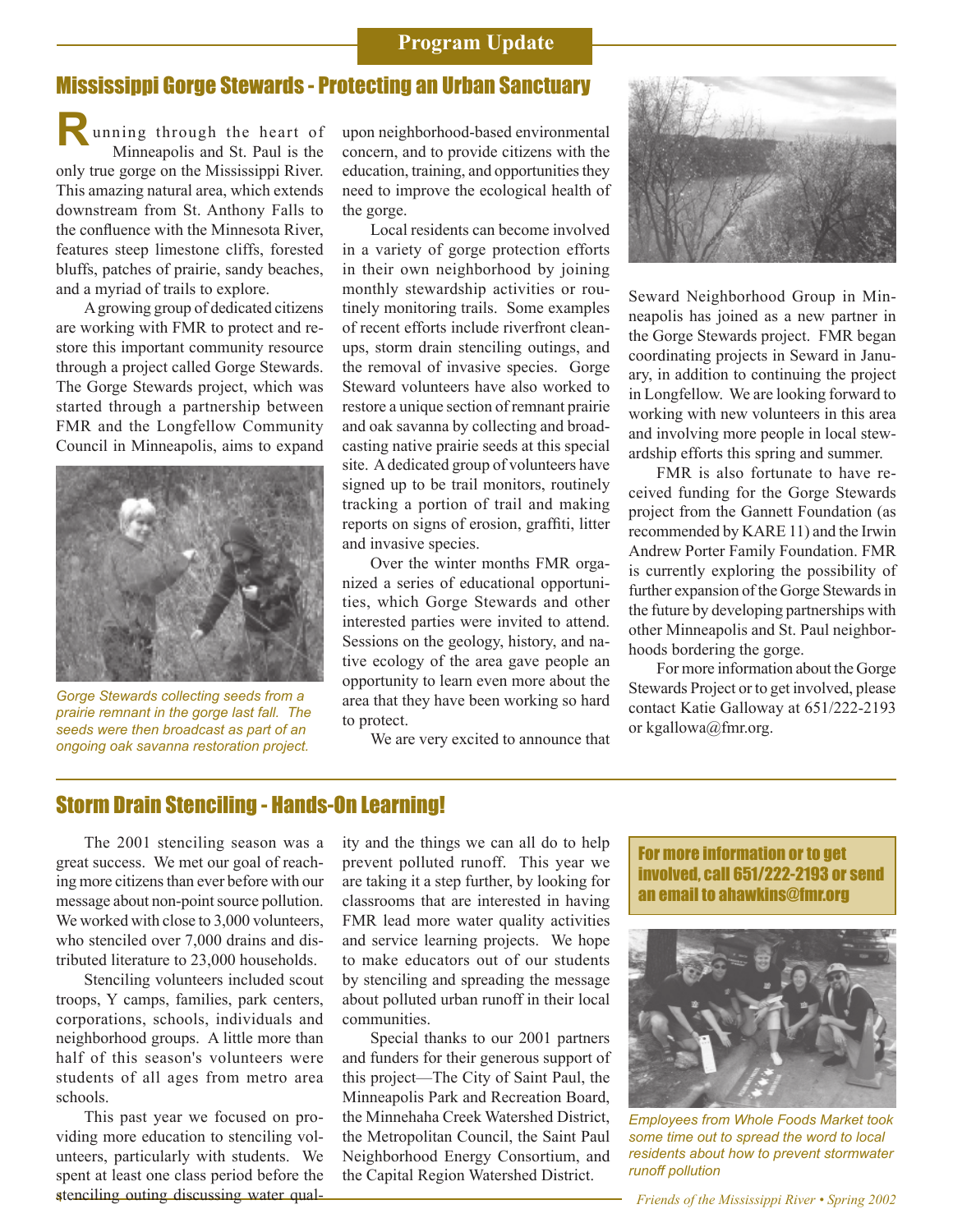Program Update

## Mississippi Gorge Stewards - Protecting an Urban Sanctuary

Running through the heart of Minneapolis and St. Paul is the only true gorge on the Mississippi River. This amazing natural area, which extends downstream from St. Anthony Falls to the confluence with the Minnesota River, features steep limestone cliffs, forested bluffs, patches of prairie, sandy beaches, and a myriad of trails to explore.

A growing group of dedicated citizens are working with FMR to protect and restore this important community resource through a project called Gorge Stewards. The Gorge Stewards project, which was started through a partnership between FMR and the Longfellow Community Council in Minneapolis, aims to expand upon neighborhood-based environmental concern, and to provide citizens with the education, training, and opportunities they need to improve the ecological health of the gorge.

*Gorge Stewards collecting seeds from a prairie remnant in the gorge last fall. The seeds were then broadcast as part of an ongoing oak savanna restoration project.*

Local residents can become involved in a variety of gorge protection efforts in their own neighborhood by joining monthly stewardship activities or routinely monitoring trails. Some examples of recent efforts include riverfront clean-ups, storm drain stenciling outings, and the removal of invasive species. Gorge Steward volunteers have also worked to restore a unique section of remnant prairie and oak savanna by collecting and broadcasting native prairie seeds at this special site. A dedicated group of volunteers have signed up to be trail monitors, routinely tracking a portion of trail and making reports on signs of erosion, graffiti, litter and invasive species.

Over the winter months FMR organized a series of educational opportunities, which Gorge Stewards and other interested parties were invited to attend. Sessions on the geology, history, and native ecology of the area gave people an opportunity to learn even more about the area that they have been working so hard to protect.

We are very excited to announce that Seward Neighborhood Group in Minneapolis has joined as a new partner in the Gorge Stewards project. FMR began coordinating projects in Seward in January, in addition to continuing the project in Longfellow. We are looking forward to working with new volunteers in this area and involving more people in local stewardship efforts this spring and summer.

FMR is also fortunate to have received funding for the Gorge Stewards project from the Gannett Foundation (as recommended by KARE 11) and the Irwin Andrew Porter Family Foundation. FMR is currently exploring the possibility of further expansion of the Gorge Stewards in the future by developing partnerships with other Minneapolis and St. Paul neighborhoods bordering the gorge.

For more information about the Gorge Stewards Project or to get involved, please contact Katie Galloway at 651/222-2193 or kgallowa@fmr.org.

## Storm Drain Stenciling - Hands-On Learning!

The 2001 stenciling season was a great success. We met our goal of reaching more citizens than ever before with our message about non-point source pollution. We worked with close to 3,000 volunteers, who stenciled over 7,000 drains and distributed literature to 23,000 households.

Stenciling volunteers included scout troops, Y camps, families, park centers, corporations, schools, individuals and neighborhood groups. A little more than half of this season's volunteers were students of all ages from metro area schools.

This past year we focused on providing more education to stenciling volunteers, particularly with students. We spent at least one class period before the stenciling outing discussing water quality and the things we can all do to help prevent polluted runoff. This year we are taking it a step further, by looking for classrooms that are interested in having FMR lead more water quality activities and service learning projects. We hope to make educators out of our students by stenciling and spreading the message about polluted urban runoff in their local communities.

Special thanks to our 2001 partners and funders for their generous support of this project—The City of Saint Paul, the Minneapolis Park and Recreation Board, the Minnehaha Creek Watershed District, the Metropolitan Council, the Saint Paul Neighborhood Energy Consortium, and the Capital Region Watershed District.

**For more information or to get involved, call 651/222-2193 or send an email to ahawkins@fmr.org**

*Employees from Whole Foods Market took some time out to spread the word to local residents about how to prevent stormwater runoff pollution*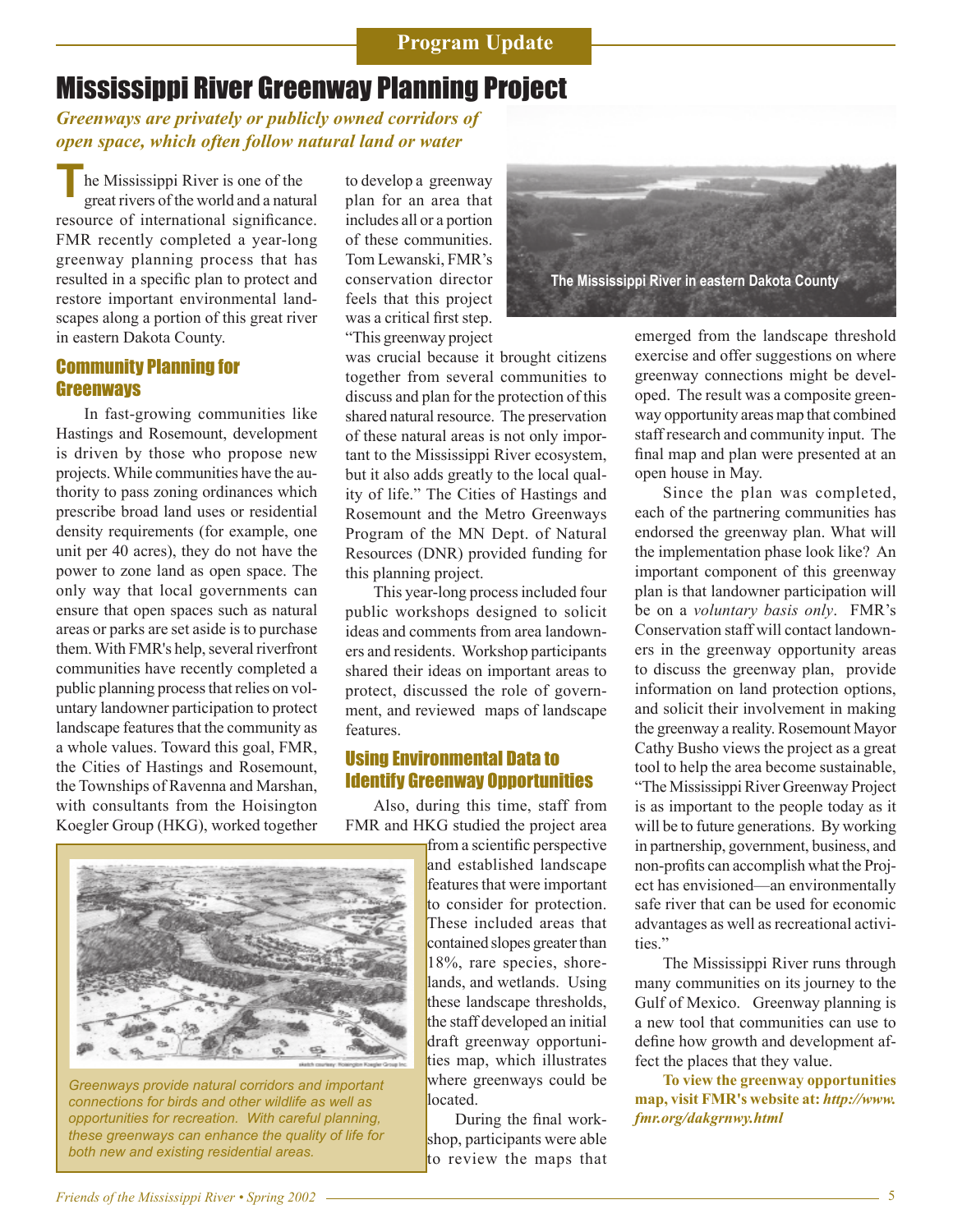Program Update

# Mississippi River Greenway Planning Project

***Greenways are privately or publicly owned corridors of open space, which often follow natural land or water***

The Mississippi River is one of the great rivers of the world and a natural resource of international significance. FMR recently completed a year-long greenway planning process that has resulted in a specific plan to protect and restore important environmental landscapes along a portion of this great river in eastern Dakota County.

## Community Planning for Greenways

In fast-growing communities like Hastings and Rosemount, development is driven by those who propose new projects. While communities have the authority to pass zoning ordinances which prescribe broad land uses or residential density requirements (for example, one unit per 40 acres), they do not have the power to zone land as open space. The only way that local governments can ensure that open spaces such as natural areas or parks are set aside is to purchase them. With FMR's help, several riverfront communities have recently completed a public planning process that relies on voluntary landowner participation to protect landscape features that the community as a whole values. Toward this goal, FMR, the Cities of Hastings and Rosemount, the Townships of Ravenna and Marshan, with consultants from the Hoisington Koegler Group (HKG), worked together to develop a greenway plan for an area that includes all or a portion of these communities. Tom Lewanski, FMR's conservation director feels that this project was a critical first step. "This greenway project was crucial because it brought citizens together from several communities to discuss and plan for the protection of this shared natural resource. The preservation of these natural areas is not only important to the Mississippi River ecosystem, but it also adds greatly to the local quality of life." The Cities of Hastings and Rosemount and the Metro Greenways Program of the MN Dept. of Natural Resources (DNR) provided funding for this planning project.

This year-long process included four public workshops designed to solicit ideas and comments from area landowners and residents. Workshop participants shared their ideas on important areas to protect, discussed the role of government, and reviewed maps of landscape features.

## Using Environmental Data to Identify Greenway Opportunities

Also, during this time, staff from FMR and HKG studied the project area from a scientific perspective and established landscape features that were important to consider for protection. These included areas that contained slopes greater than 18%, rare species, shorelands, and wetlands. Using these landscape thresholds, the staff developed an initial draft greenway opportunities map, which illustrates where greenways could be located.

During the final workshop, participants were able to review the maps that emerged from the landscape threshold exercise and offer suggestions on where greenway connections might be developed. The result was a composite greenway opportunity areas map that combined staff research and community input. The final map and plan were presented at an open house in May.

The Mississippi River in eastern Dakota County

Greenways provide natural corridors and important connections for birds and other wildlife as well as opportunities for recreation. With careful planning, these greenways can enhance the quality of life for both new and existing residential areas.

Since the plan was completed, each of the partnering communities has endorsed the greenway plan. What will the implementation phase look like? An important component of this greenway plan is that landowner participation will be on a *voluntary basis only*. FMR's Conservation staff will contact landowners in the greenway opportunity areas to discuss the greenway plan, provide information on land protection options, and solicit their involvement in making the greenway a reality. Rosemount Mayor Cathy Busho views the project as a great tool to help the area become sustainable, "The Mississippi River Greenway Project is as important to the people today as it will be to future generations. By working in partnership, government, business, and non-profits can accomplish what the Project has envisioned—an environmentally safe river that can be used for economic advantages as well as recreational activities."

The Mississippi River runs through many communities on its journey to the Gulf of Mexico. Greenway planning is a new tool that communities can use to define how growth and development affect the places that they value.

**To view the greenway opportunities map, visit FMR's website at: *http://www.fmr.org/dakgrnwy.html***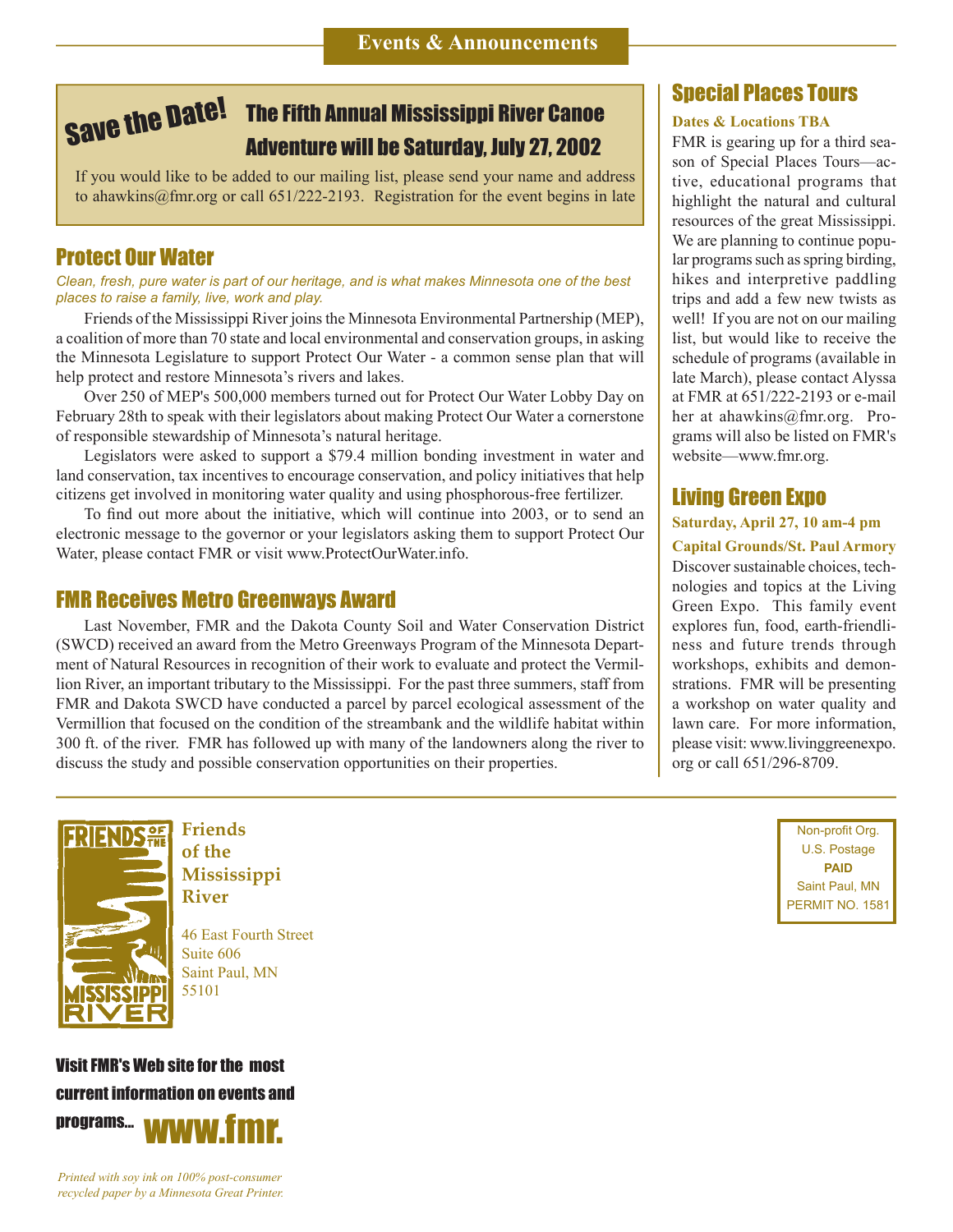## Events & Announcements

### Save the Date! The Fifth Annual Mississippi River Canoe Adventure will be Saturday, July 27, 2002

If you would like to be added to our mailing list, please send your name and address to ahawkins@fmr.org or call 651/222-2193. Registration for the event begins in late

## Protect Our Water

*Clean, fresh, pure water is part of our heritage, and is what makes Minnesota one of the best places to raise a family, live, work and play.*

Friends of the Mississippi River joins the Minnesota Environmental Partnership (MEP), a coalition of more than 70 state and local environmental and conservation groups, in asking the Minnesota Legislature to support Protect Our Water - a common sense plan that will help protect and restore Minnesota's rivers and lakes.

Over 250 of MEP's 500,000 members turned out for Protect Our Water Lobby Day on February 28th to speak with their legislators about making Protect Our Water a cornerstone of responsible stewardship of Minnesota's natural heritage.

Legislators were asked to support a $79.4 million bonding investment in water and land conservation, tax incentives to encourage conservation, and policy initiatives that help citizens get involved in monitoring water quality and using phosphorous-free fertilizer.

To find out more about the initiative, which will continue into 2003, or to send an electronic message to the governor or your legislators asking them to support Protect Our Water, please contact FMR or visit www.ProtectOurWater.info.

## FMR Receives Metro Greenways Award

Last November, FMR and the Dakota County Soil and Water Conservation District (SWCD) received an award from the Metro Greenways Program of the Minnesota Department of Natural Resources in recognition of their work to evaluate and protect the Vermillion River, an important tributary to the Mississippi. For the past three summers, staff from FMR and Dakota SWCD have conducted a parcel by parcel ecological assessment of the Vermillion that focused on the condition of the streambank and the wildlife habitat within 300 ft. of the river. FMR has followed up with many of the landowners along the river to discuss the study and possible conservation opportunities on their properties.

## Special Places Tours

**Dates & Locations TBA**

FMR is gearing up for a third season of Special Places Tours—active, educational programs that highlight the natural and cultural resources of the great Mississippi. We are planning to continue popular programs such as spring birding, hikes and interpretive paddling trips and add a few new twists as well! If you are not on our mailing list, but would like to receive the schedule of programs (available in late March), please contact Alyssa at FMR at 651/222-2193 or e-mail her at ahawkins@fmr.org. Programs will also be listed on FMR's website—www.fmr.org.

## Living Green Expo

**Saturday, April 27, 10 am-4 pm**

**Capital Grounds/St. Paul Armory**

Discover sustainable choices, technologies and topics at the Living Green Expo. This family event explores fun, food, earth-friendliness and future trends through workshops, exhibits and demonstrations. FMR will be presenting a workshop on water quality and lawn care. For more information, please visit: www.livinggreenexpo.org or call 651/296-8709.

---

**Friends of the Mississippi River**

46 East Fourth Street
Suite 606
Saint Paul, MN
55101

Non-profit Org.
U.S. Postage
**PAID**
Saint Paul, MN
PERMIT NO. 1581

**Visit FMR's Web site for the most current information on events and programs... www.fmr.**

*Printed with soy ink on 100% post-consumer recycled paper by a Minnesota Great Printer.*